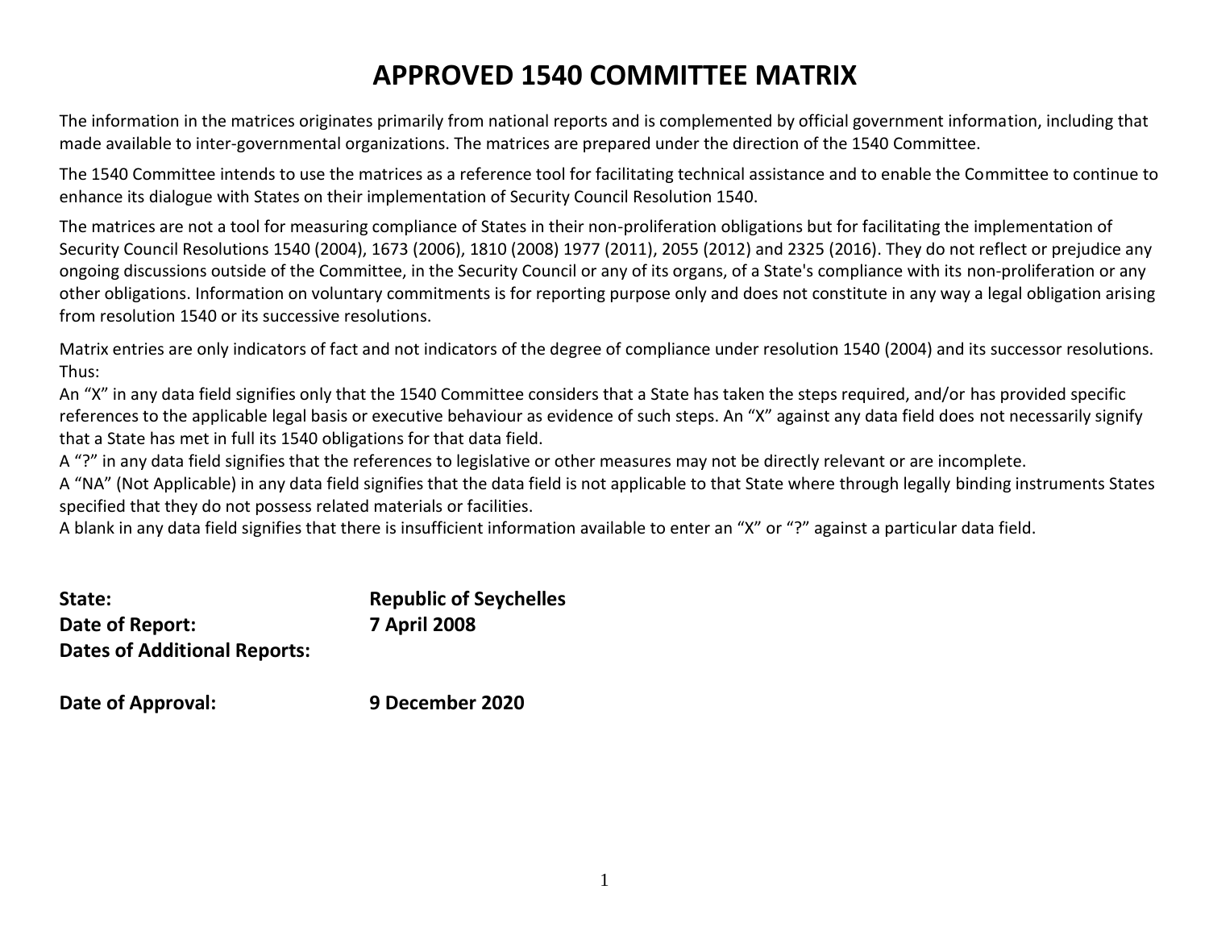# APPROVED 1540 COMMITTEE MATRIX

The information in the matrices originates primarily from national reports and is complemented by official government information, including that made available to inter-governmental organizations. The matrices are prepared under the direction of the 1540 Committee.

The 1540 Committee intends to use the matrices as a reference tool for facilitating technical assistance and to enable the Committee to continue to enhance its dialogue with States on their implementation of Security Council Resolution 1540.

The matrices are not a tool for measuring compliance of States in their non-proliferation obligations but for facilitating the implementation of Security Council Resolutions 1540 (2004), 1673 (2006), 1810 (2008) 1977 (2011), 2055 (2012) and 2325 (2016). They do not reflect or prejudice any ongoing discussions outside of the Committee, in the Security Council or any of its organs, of a State's compliance with its non-proliferation or any other obligations. Information on voluntary commitments is for reporting purpose only and does not constitute in any way a legal obligation arising from resolution 1540 or its successive resolutions.

Matrix entries are only indicators of fact and not indicators of the degree of compliance under resolution 1540 (2004) and its successor resolutions. Thus:

An "X" in any data field signifies only that the 1540 Committee considers that a State has taken the steps required, and/or has provided specific references to the applicable legal basis or executive behaviour as evidence of such steps. An "X" against any data field does not necessarily signify that a State has met in full its 1540 obligations for that data field.

A "?" in any data field signifies that the references to legislative or other measures may not be directly relevant or are incomplete.

A "NA" (Not Applicable) in any data field signifies that the data field is not applicable to that State where through legally binding instruments States specified that they do not possess related materials or facilities.

A blank in any data field signifies that there is insufficient information available to enter an "X" or "?" against a particular data field.

**State:** **Republic of Seychelles**

**Date of Report:** **7 April 2008**

**Dates of Additional Reports:**

**Date of Approval:** **9 December 2020**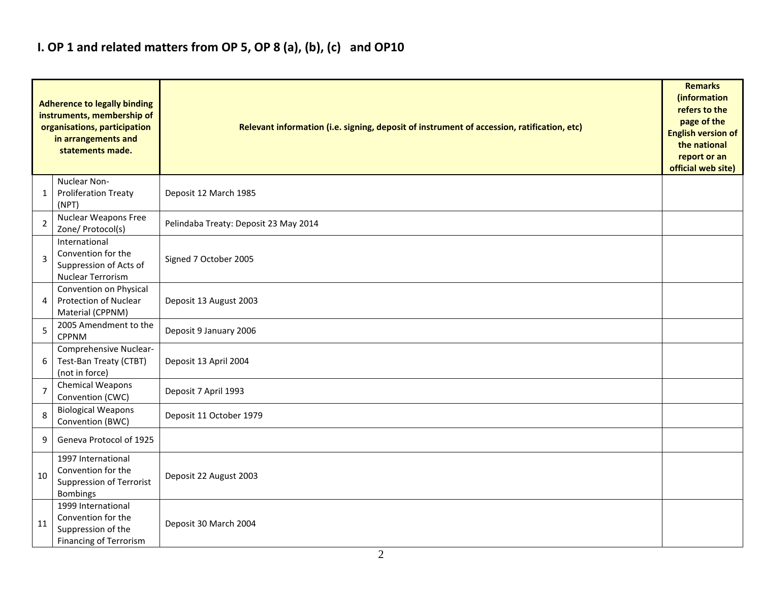## I. OP 1 and related matters from OP 5, OP 8 (a), (b), (c) and OP10

| | Adherence to legally binding instruments, membership of organisations, participation in arrangements and statements made. | Relevant information (i.e. signing, deposit of instrument of accession, ratification, etc) | Remarks (information refers to the page of the English version of the national report or an official web site) |
|---|---|---|---|
| 1 | Nuclear Non-Proliferation Treaty (NPT) | Deposit 12 March 1985 | |
| 2 | Nuclear Weapons Free Zone/ Protocol(s) | Pelindaba Treaty: Deposit 23 May 2014 | |
| 3 | International Convention for the Suppression of Acts of Nuclear Terrorism | Signed 7 October 2005 | |
| 4 | Convention on Physical Protection of Nuclear Material (CPPNM) | Deposit 13 August 2003 | |
| 5 | 2005 Amendment to the CPPNM | Deposit 9 January 2006 | |
| 6 | Comprehensive Nuclear-Test-Ban Treaty (CTBT) (not in force) | Deposit 13 April 2004 | |
| 7 | Chemical Weapons Convention (CWC) | Deposit 7 April 1993 | |
| 8 | Biological Weapons Convention (BWC) | Deposit 11 October 1979 | |
| 9 | Geneva Protocol of 1925 | | |
| 10 | 1997 International Convention for the Suppression of Terrorist Bombings | Deposit 22 August 2003 | |
| 11 | 1999 International Convention for the Suppression of the Financing of Terrorism | Deposit 30 March 2004 | |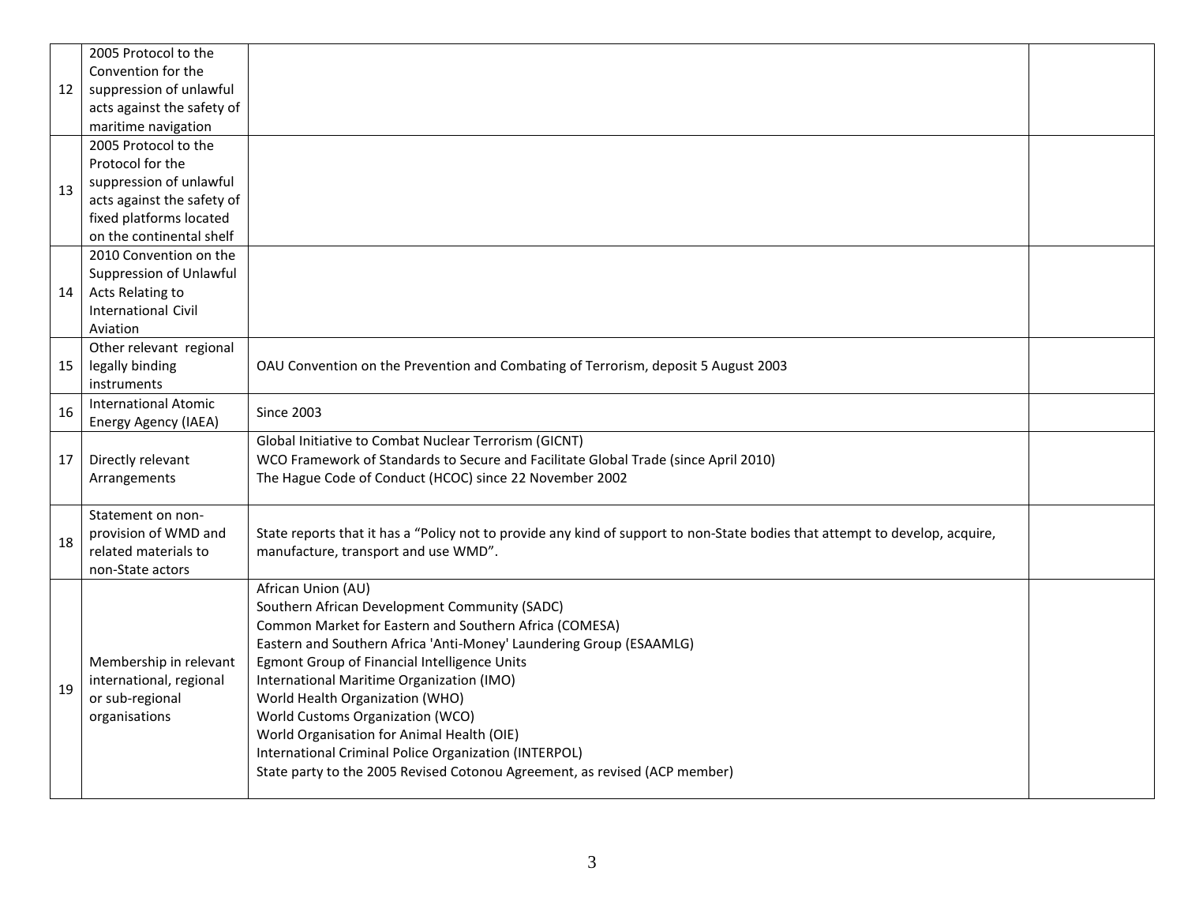| | | | |
|---|---|---|---|
| 12 | 2005 Protocol to the Convention for the suppression of unlawful acts against the safety of maritime navigation | | |
| 13 | 2005 Protocol to the Protocol for the suppression of unlawful acts against the safety of fixed platforms located on the continental shelf | | |
| 14 | 2010 Convention on the Suppression of Unlawful Acts Relating to International Civil Aviation | | |
| 15 | Other relevant regional legally binding instruments | OAU Convention on the Prevention and Combating of Terrorism, deposit 5 August 2003 | |
| 16 | International Atomic Energy Agency (IAEA) | Since 2003 | |
| 17 | Directly relevant Arrangements | Global Initiative to Combat Nuclear Terrorism (GICNT)<br>WCO Framework of Standards to Secure and Facilitate Global Trade (since April 2010)<br>The Hague Code of Conduct (HCOC) since 22 November 2002 | |
| 18 | Statement on non-provision of WMD and related materials to non-State actors | State reports that it has a "Policy not to provide any kind of support to non-State bodies that attempt to develop, acquire, manufacture, transport and use WMD". | |
| 19 | Membership in relevant international, regional or sub-regional organisations | African Union (AU)<br>Southern African Development Community (SADC)<br>Common Market for Eastern and Southern Africa (COMESA)<br>Eastern and Southern Africa 'Anti-Money' Laundering Group (ESAAMLG)<br>Egmont Group of Financial Intelligence Units<br>International Maritime Organization (IMO)<br>World Health Organization (WHO)<br>World Customs Organization (WCO)<br>World Organisation for Animal Health (OIE)<br>International Criminal Police Organization (INTERPOL)<br>State party to the 2005 Revised Cotonou Agreement, as revised (ACP member) | |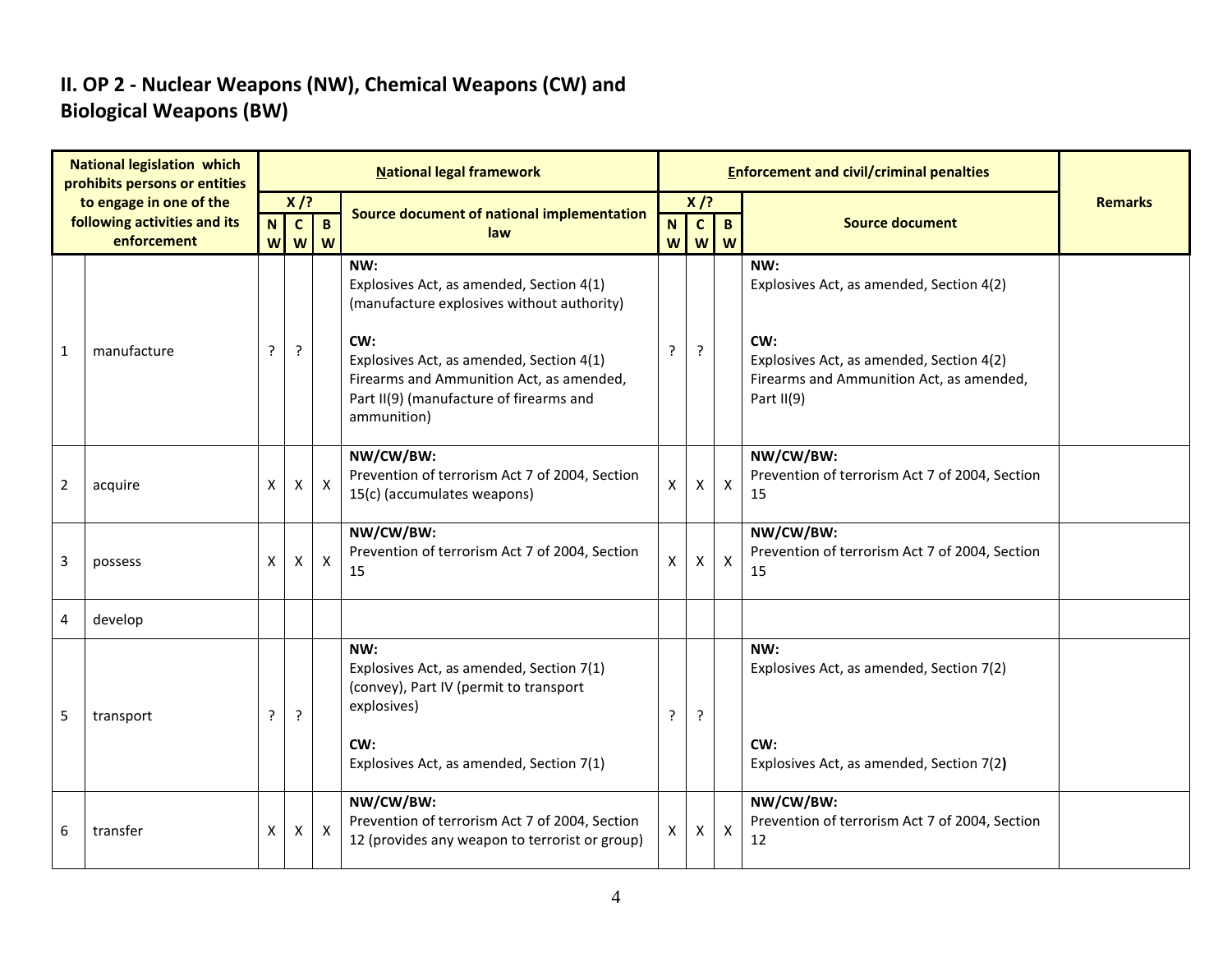## II. OP 2 - Nuclear Weapons (NW), Chemical Weapons (CW) and Biological Weapons (BW)

| National legislation which prohibits persons or entities to engage in one of the following activities and its enforcement | | National legal framework | | | | Enforcement and civil/criminal penalties | | | | Remarks |
|---|---|---|---|---|---|---|---|---|---|---|
| | | X /? | | | Source document of national implementation law | X /? | | | Source document | |
| | | NW | CW | BW | | NW | CW | BW | | |
| 1 | manufacture | ? | ? | | **NW:**<br>Explosives Act, as amended, Section 4(1) (manufacture explosives without authority)<br><br>**CW:**<br>Explosives Act, as amended, Section 4(1)<br>Firearms and Ammunition Act, as amended, Part II(9) (manufacture of firearms and ammunition) | ? | ? | | **NW:**<br>Explosives Act, as amended, Section 4(2)<br><br>**CW:**<br>Explosives Act, as amended, Section 4(2)<br>Firearms and Ammunition Act, as amended, Part II(9) | |
| 2 | acquire | X | X | X | **NW/CW/BW:**<br>Prevention of terrorism Act 7 of 2004, Section 15(c) (accumulates weapons) | X | X | X | **NW/CW/BW:**<br>Prevention of terrorism Act 7 of 2004, Section 15 | |
| 3 | possess | X | X | X | **NW/CW/BW:**<br>Prevention of terrorism Act 7 of 2004, Section 15 | X | X | X | **NW/CW/BW:**<br>Prevention of terrorism Act 7 of 2004, Section 15 | |
| 4 | develop | | | | | | | | | |
| 5 | transport | ? | ? | | **NW:**<br>Explosives Act, as amended, Section 7(1) (convey), Part IV (permit to transport explosives)<br><br>**CW:**<br>Explosives Act, as amended, Section 7(1) | ? | ? | | **NW:**<br>Explosives Act, as amended, Section 7(2)<br><br>**CW:**<br>Explosives Act, as amended, Section 7(2) | |
| 6 | transfer | X | X | X | **NW/CW/BW:**<br>Prevention of terrorism Act 7 of 2004, Section 12 (provides any weapon to terrorist or group) | X | X | X | **NW/CW/BW:**<br>Prevention of terrorism Act 7 of 2004, Section 12 | |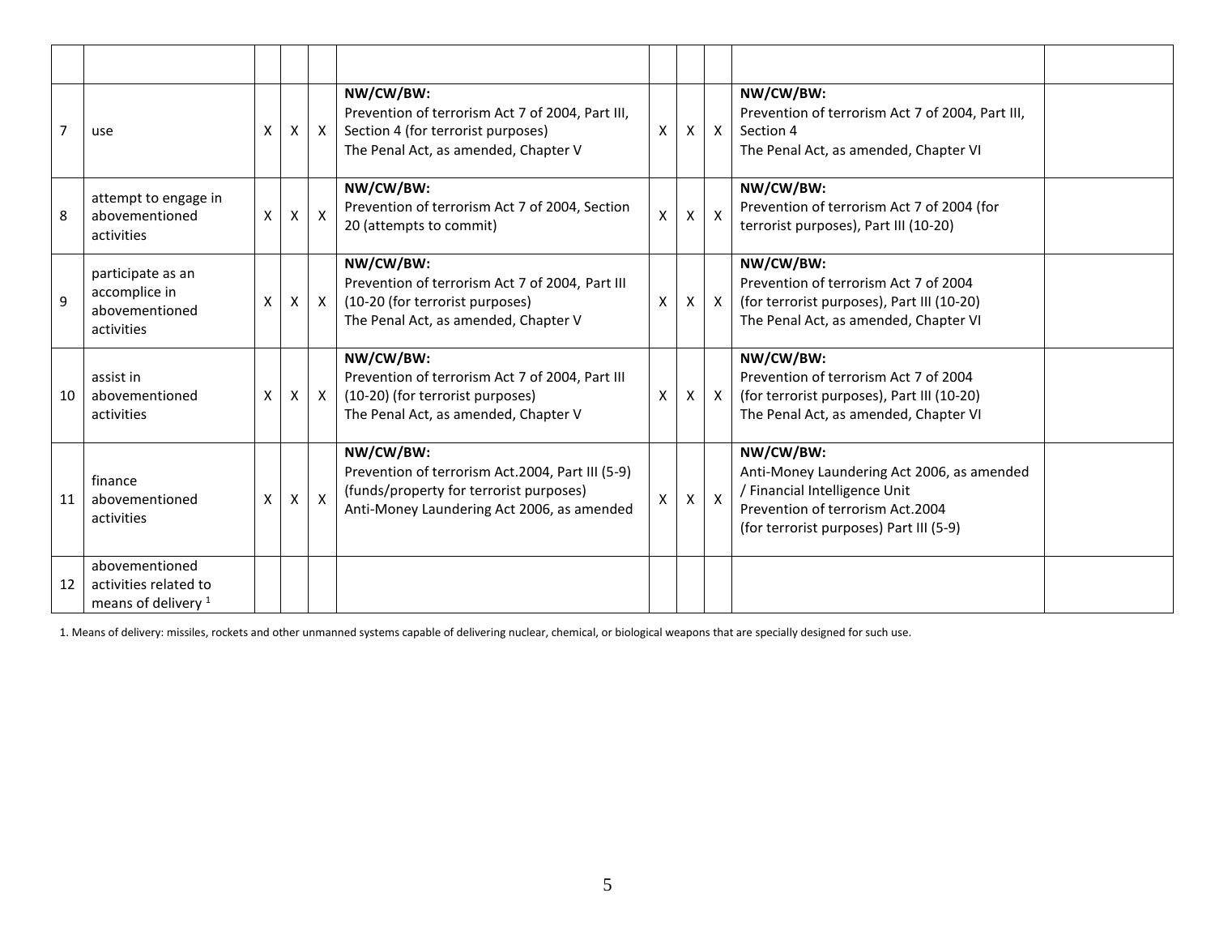| | | | | | | | | | | |
|---|---|---|---|---|---|---|---|---|---|---|
| 7 | use | X | X | X | **NW/CW/BW:**<br>Prevention of terrorism Act 7 of 2004, Part III, Section 4 (for terrorist purposes)<br>The Penal Act, as amended, Chapter V | X | X | X | **NW/CW/BW:**<br>Prevention of terrorism Act 7 of 2004, Part III, Section 4<br>The Penal Act, as amended, Chapter VI | |
| 8 | attempt to engage in abovementioned activities | X | X | X | **NW/CW/BW:**<br>Prevention of terrorism Act 7 of 2004, Section 20 (attempts to commit) | X | X | X | **NW/CW/BW:**<br>Prevention of terrorism Act 7 of 2004 (for terrorist purposes), Part III (10-20) | |
| 9 | participate as an accomplice in abovementioned activities | X | X | X | **NW/CW/BW:**<br>Prevention of terrorism Act 7 of 2004, Part III (10-20 (for terrorist purposes)<br>The Penal Act, as amended, Chapter V | X | X | X | **NW/CW/BW:**<br>Prevention of terrorism Act 7 of 2004 (for terrorist purposes), Part III (10-20)<br>The Penal Act, as amended, Chapter VI | |
| 10 | assist in abovementioned activities | X | X | X | **NW/CW/BW:**<br>Prevention of terrorism Act 7 of 2004, Part III (10-20) (for terrorist purposes)<br>The Penal Act, as amended, Chapter V | X | X | X | **NW/CW/BW:**<br>Prevention of terrorism Act 7 of 2004 (for terrorist purposes), Part III (10-20)<br>The Penal Act, as amended, Chapter VI | |
| 11 | finance abovementioned activities | X | X | X | **NW/CW/BW:**<br>Prevention of terrorism Act.2004, Part III (5-9) (funds/property for terrorist purposes)<br>Anti-Money Laundering Act 2006, as amended | X | X | X | **NW/CW/BW:**<br>Anti-Money Laundering Act 2006, as amended / Financial Intelligence Unit<br>Prevention of terrorism Act.2004 (for terrorist purposes) Part III (5-9) | |
| 12 | abovementioned activities related to means of delivery [1] | | | | | | | | | |

1. Means of delivery: missiles, rockets and other unmanned systems capable of delivering nuclear, chemical, or biological weapons that are specially designed for such use.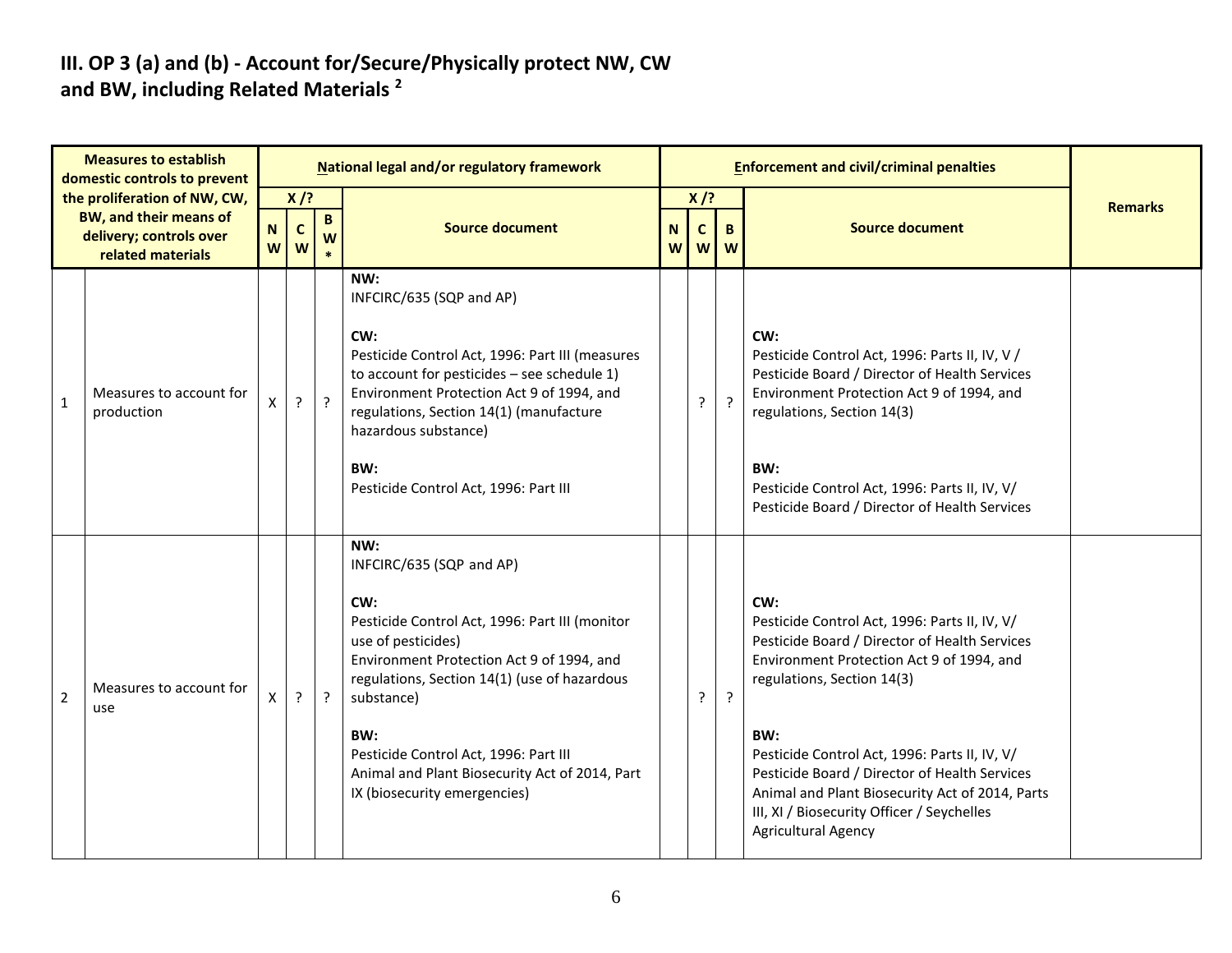## III. OP 3 (a) and (b) - Account for/Secure/Physically protect NW, CW and BW, including Related Materials [2]

| Measures to establish domestic controls to prevent the proliferation of NW, CW, BW, and their means of delivery; controls over related materials | | National legal and/or regulatory framework | | | | Enforcement and civil/criminal penalties | | | | Remarks |
|---|---|---|---|---|---|---|---|---|---|---|
| | | X /? | | | Source document | X /? | | | Source document | |
| | | NW | CW | BW* | | NW | CW | BW | | |
| 1 | Measures to account for production | X | ? | ? | **NW:**<br>INFCIRC/635 (SQP and AP)<br><br>**CW:**<br>Pesticide Control Act, 1996: Part III (measures to account for pesticides – see schedule 1)<br>Environment Protection Act 9 of 1994, and regulations, Section 14(1) (manufacture hazardous substance)<br><br>**BW:**<br>Pesticide Control Act, 1996: Part III | | ? | ? | **CW:**<br>Pesticide Control Act, 1996: Parts II, IV, V / Pesticide Board / Director of Health Services<br>Environment Protection Act 9 of 1994, and regulations, Section 14(3)<br><br>**BW:**<br>Pesticide Control Act, 1996: Parts II, IV, V/ Pesticide Board / Director of Health Services | |
| 2 | Measures to account for use | X | ? | ? | **NW:**<br>INFCIRC/635 (SQP and AP)<br><br>**CW:**<br>Pesticide Control Act, 1996: Part III (monitor use of pesticides)<br>Environment Protection Act 9 of 1994, and regulations, Section 14(1) (use of hazardous substance)<br><br>**BW:**<br>Pesticide Control Act, 1996: Part III<br>Animal and Plant Biosecurity Act of 2014, Part IX (biosecurity emergencies) | | ? | ? | **CW:**<br>Pesticide Control Act, 1996: Parts II, IV, V/ Pesticide Board / Director of Health Services<br>Environment Protection Act 9 of 1994, and regulations, Section 14(3)<br><br>**BW:**<br>Pesticide Control Act, 1996: Parts II, IV, V/ Pesticide Board / Director of Health Services<br>Animal and Plant Biosecurity Act of 2014, Parts III, XI / Biosecurity Officer / Seychelles Agricultural Agency | |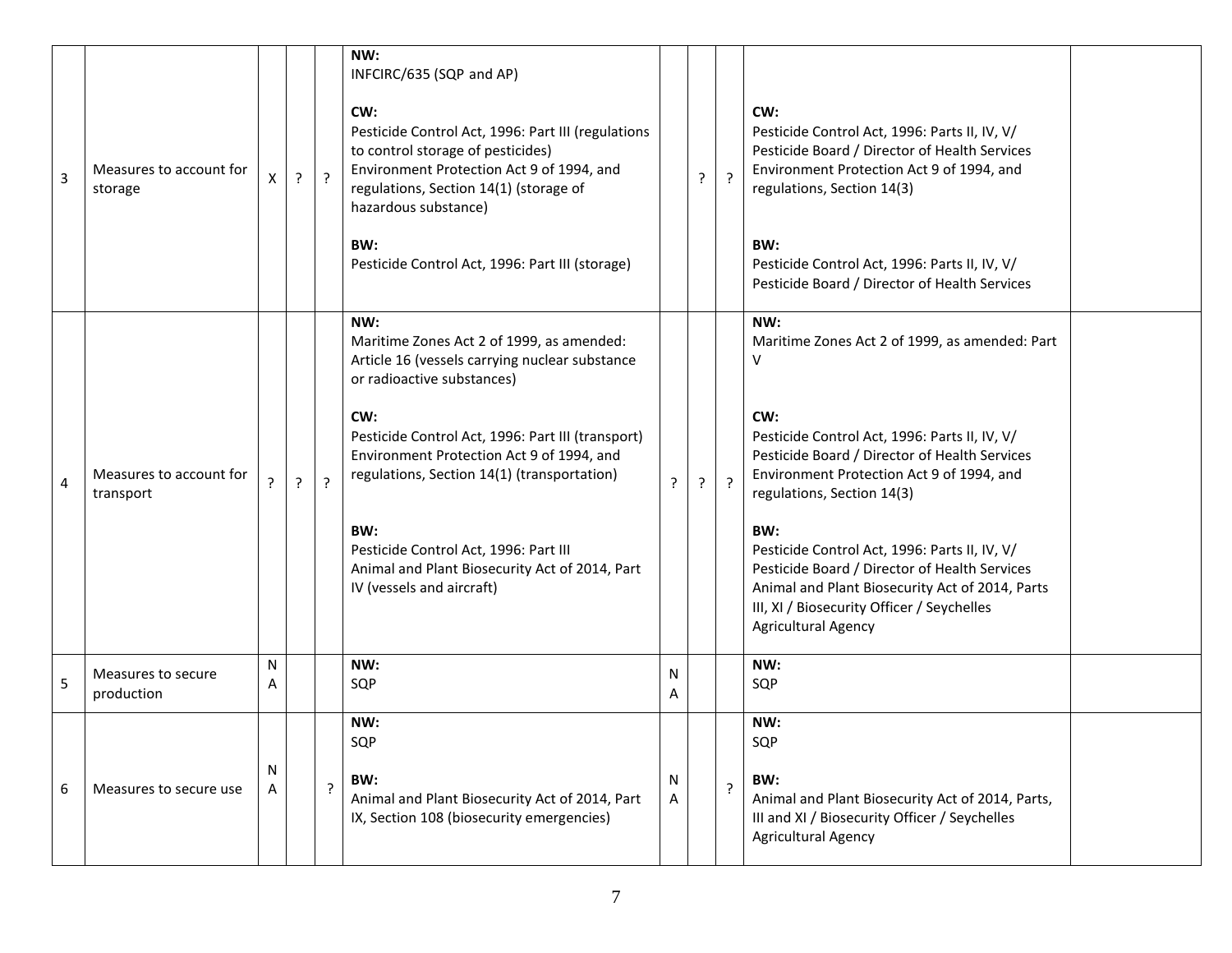| 3 | Measures to account for storage | X | ? | ? | **NW:**<br>INFCIRC/635 (SQP and AP)<br><br>**CW:**<br>Pesticide Control Act, 1996: Part III (regulations to control storage of pesticides)<br>Environment Protection Act 9 of 1994, and regulations, Section 14(1) (storage of hazardous substance)<br><br>**BW:**<br>Pesticide Control Act, 1996: Part III (storage) | | ? | ? | **CW:**<br>Pesticide Control Act, 1996: Parts II, IV, V/ Pesticide Board / Director of Health Services<br>Environment Protection Act 9 of 1994, and regulations, Section 14(3)<br><br>**BW:**<br>Pesticide Control Act, 1996: Parts II, IV, V/ Pesticide Board / Director of Health Services | |
|---|---|---|---|---|---|---|---|---|---|---|
| 4 | Measures to account for transport | ? | ? | ? | **NW:**<br>Maritime Zones Act 2 of 1999, as amended: Article 16 (vessels carrying nuclear substance or radioactive substances)<br><br>**CW:**<br>Pesticide Control Act, 1996: Part III (transport)<br>Environment Protection Act 9 of 1994, and regulations, Section 14(1) (transportation)<br><br>**BW:**<br>Pesticide Control Act, 1996: Part III<br>Animal and Plant Biosecurity Act of 2014, Part IV (vessels and aircraft) | ? | ? | ? | **NW:**<br>Maritime Zones Act 2 of 1999, as amended: Part V<br><br>**CW:**<br>Pesticide Control Act, 1996: Parts II, IV, V/ Pesticide Board / Director of Health Services<br>Environment Protection Act 9 of 1994, and regulations, Section 14(3)<br><br>**BW:**<br>Pesticide Control Act, 1996: Parts II, IV, V/ Pesticide Board / Director of Health Services<br>Animal and Plant Biosecurity Act of 2014, Parts III, XI / Biosecurity Officer / Seychelles Agricultural Agency | |
| 5 | Measures to secure production | NA | | | **NW:**<br>SQP | NA | | | **NW:**<br>SQP | |
| 6 | Measures to secure use | NA | | ? | **NW:**<br>SQP<br><br>**BW:**<br>Animal and Plant Biosecurity Act of 2014, Part IX, Section 108 (biosecurity emergencies) | NA | | ? | **NW:**<br>SQP<br><br>**BW:**<br>Animal and Plant Biosecurity Act of 2014, Parts, III and XI / Biosecurity Officer / Seychelles Agricultural Agency | |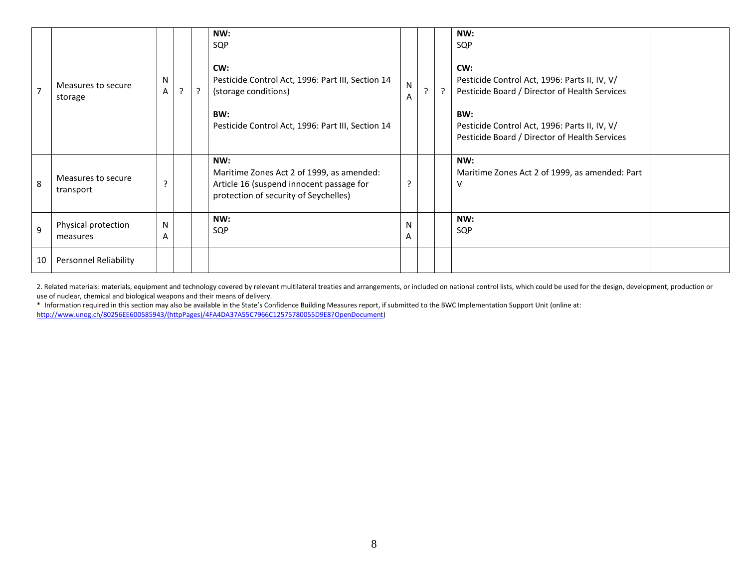| 7 | Measures to secure storage | N A | ? | ? | **NW:** SQP<br><br>**CW:** Pesticide Control Act, 1996: Part III, Section 14 (storage conditions)<br><br>**BW:** Pesticide Control Act, 1996: Part III, Section 14 | N A | ? | ? | **NW:** SQP<br><br>**CW:** Pesticide Control Act, 1996: Parts II, IV, V/ Pesticide Board / Director of Health Services<br><br>**BW:** Pesticide Control Act, 1996: Parts II, IV, V/ Pesticide Board / Director of Health Services | |
|---|---|---|---|---|---|---|---|---|---|---|
| 8 | Measures to secure transport | ? | | | **NW:** Maritime Zones Act 2 of 1999, as amended: Article 16 (suspend innocent passage for protection of security of Seychelles) | ? | | | **NW:** Maritime Zones Act 2 of 1999, as amended: Part V | |
| 9 | Physical protection measures | N A | | | **NW:** SQP | N A | | | **NW:** SQP | |
| 10 | Personnel Reliability | | | | | | | | | |

2. Related materials: materials, equipment and technology covered by relevant multilateral treaties and arrangements, or included on national control lists, which could be used for the design, development, production or use of nuclear, chemical and biological weapons and their means of delivery.

\* Information required in this section may also be available in the State's Confidence Building Measures report, if submitted to the BWC Implementation Support Unit (online at: http://www.unog.ch/80256EE600585943/(httpPages)/4FA4DA37A55C7966C12575780055D9E8?OpenDocument)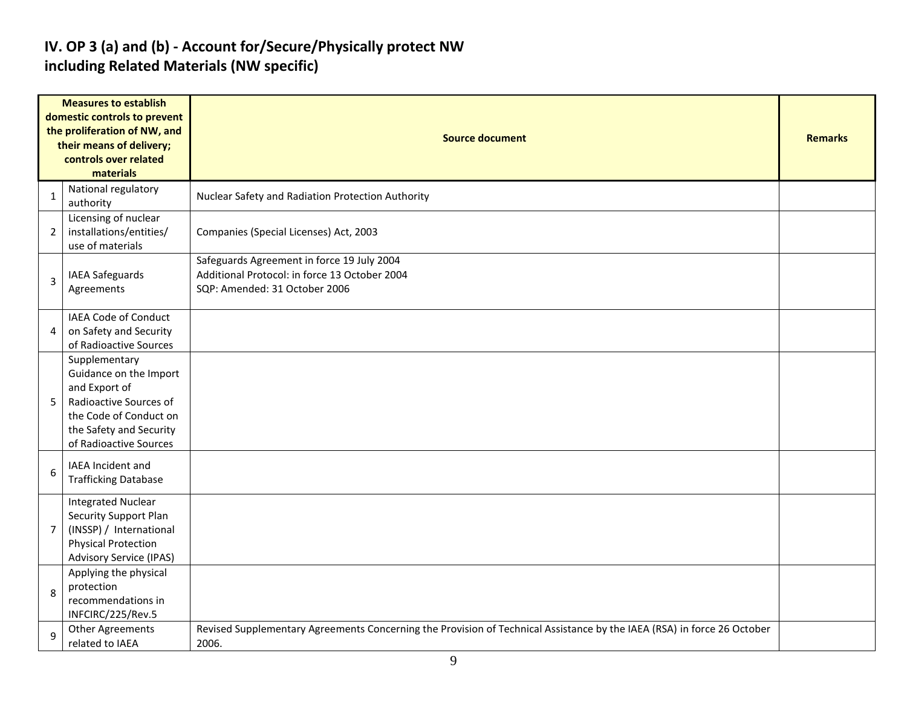# IV. OP 3 (a) and (b) - Account for/Secure/Physically protect NW including Related Materials (NW specific)

| Measures to establish domestic controls to prevent the proliferation of NW, and their means of delivery; controls over related materials | | Source document | Remarks |
|---|---|---|---|
| 1 | National regulatory authority | Nuclear Safety and Radiation Protection Authority | |
| 2 | Licensing of nuclear installations/entities/ use of materials | Companies (Special Licenses) Act, 2003 | |
| 3 | IAEA Safeguards Agreements | Safeguards Agreement in force 19 July 2004<br>Additional Protocol: in force 13 October 2004<br>SQP: Amended: 31 October 2006 | |
| 4 | IAEA Code of Conduct on Safety and Security of Radioactive Sources | | |
| 5 | Supplementary Guidance on the Import and Export of Radioactive Sources of the Code of Conduct on the Safety and Security of Radioactive Sources | | |
| 6 | IAEA Incident and Trafficking Database | | |
| 7 | Integrated Nuclear Security Support Plan (INSSP) / International Physical Protection Advisory Service (IPAS) | | |
| 8 | Applying the physical protection recommendations in INFCIRC/225/Rev.5 | | |
| 9 | Other Agreements related to IAEA | Revised Supplementary Agreements Concerning the Provision of Technical Assistance by the IAEA (RSA) in force 26 October 2006. | |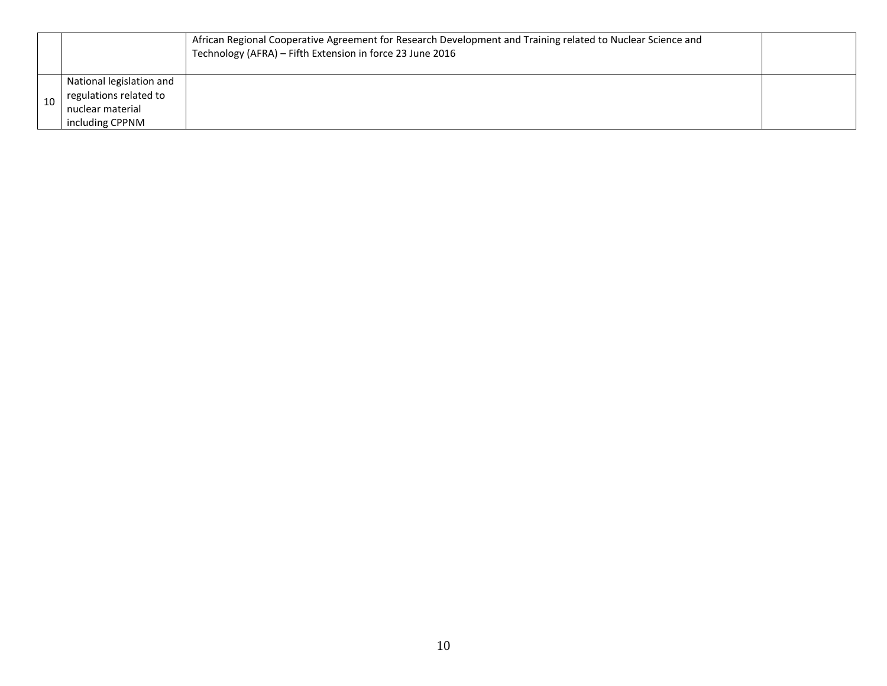| | | | |
|---|---|---|---|
| | | African Regional Cooperative Agreement for Research Development and Training related to Nuclear Science and Technology (AFRA) – Fifth Extension in force 23 June 2016 | |
| 10 | National legislation and regulations related to nuclear material including CPPNM | | |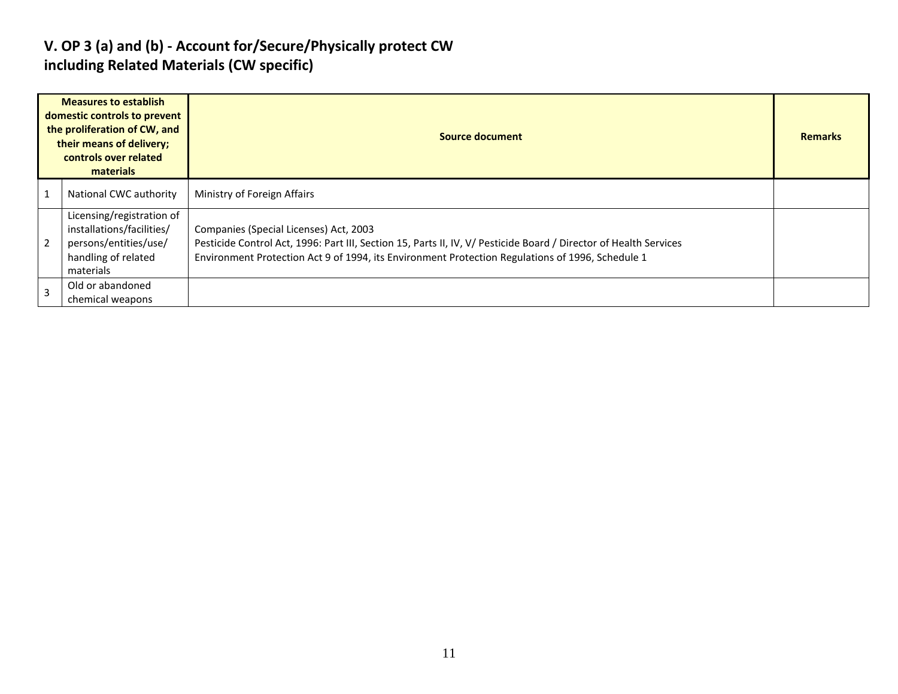## V. OP 3 (a) and (b) - Account for/Secure/Physically protect CW including Related Materials (CW specific)

| Measures to establish domestic controls to prevent the proliferation of CW, and their means of delivery; controls over related materials | | Source document | Remarks |
|---|---|---|---|
| 1 | National CWC authority | Ministry of Foreign Affairs | |
| 2 | Licensing/registration of installations/facilities/ persons/entities/use/ handling of related materials | Companies (Special Licenses) Act, 2003<br>Pesticide Control Act, 1996: Part III, Section 15, Parts II, IV, V/ Pesticide Board / Director of Health Services<br>Environment Protection Act 9 of 1994, its Environment Protection Regulations of 1996, Schedule 1 | |
| 3 | Old or abandoned chemical weapons | | |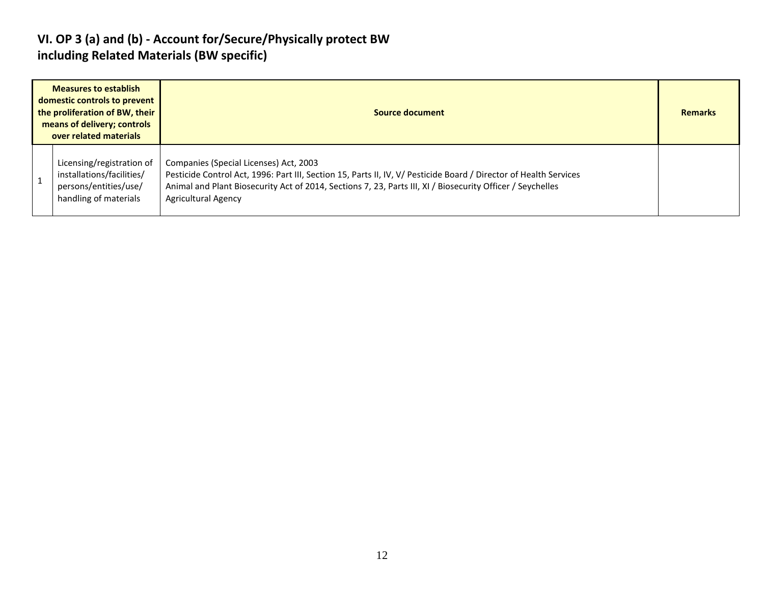## VI. OP 3 (a) and (b) - Account for/Secure/Physically protect BW including Related Materials (BW specific)

| Measures to establish domestic controls to prevent the proliferation of BW, their means of delivery; controls over related materials | | Source document | Remarks |
|---|---|---|---|
| 1 | Licensing/registration of installations/facilities/ persons/entities/use/ handling of materials | Companies (Special Licenses) Act, 2003<br>Pesticide Control Act, 1996: Part III, Section 15, Parts II, IV, V/ Pesticide Board / Director of Health Services<br>Animal and Plant Biosecurity Act of 2014, Sections 7, 23, Parts III, XI / Biosecurity Officer / Seychelles Agricultural Agency | |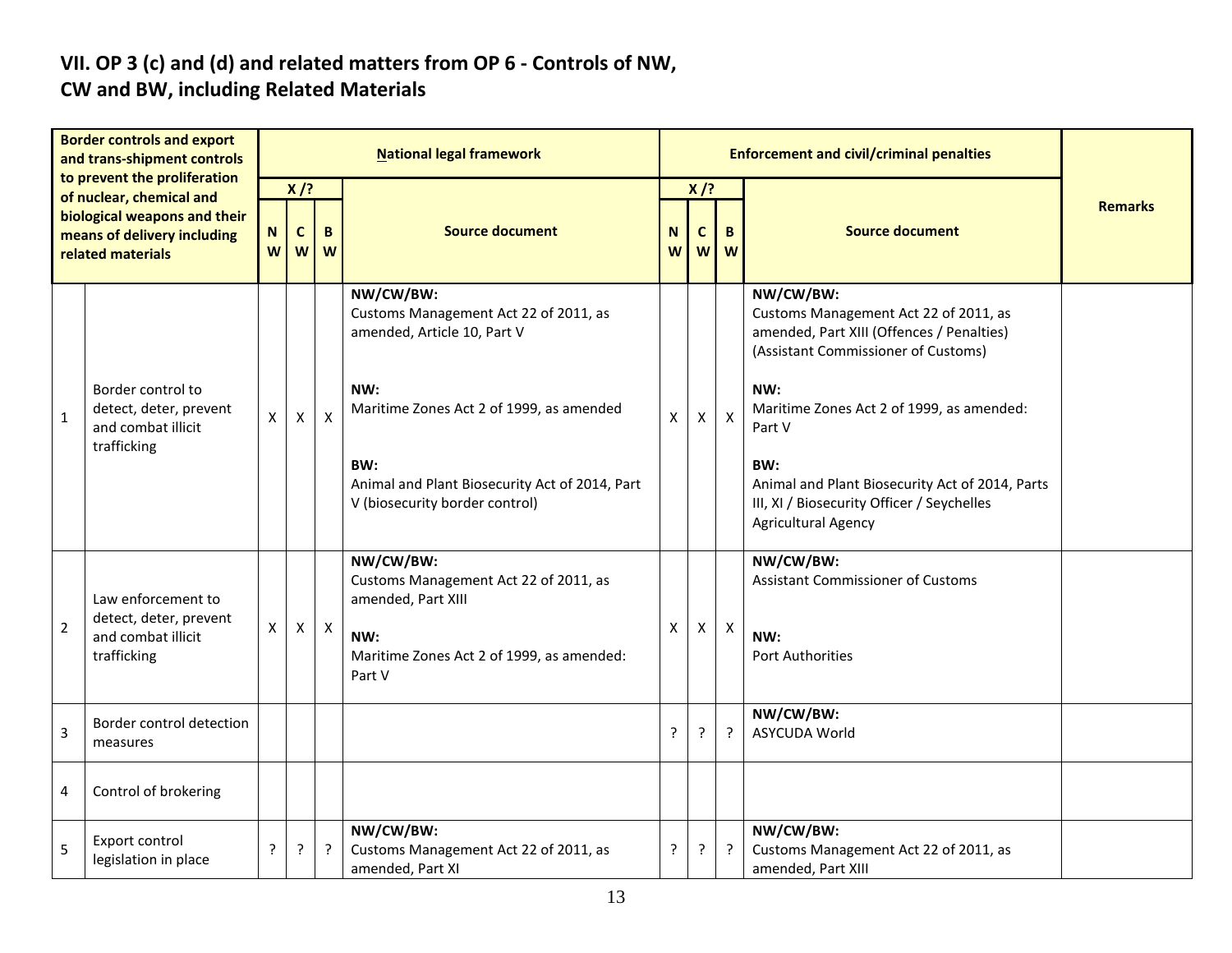## VII. OP 3 (c) and (d) and related matters from OP 6 - Controls of NW, CW and BW, including Related Materials

| Border controls and export and trans-shipment controls to prevent the proliferation of nuclear, chemical and biological weapons and their means of delivery including related materials | | National legal framework | | | | Enforcement and civil/criminal penalties | | | | Remarks |
|---|---|---|---|---|---|---|---|---|---|---|
| | | X /? | | | Source document | X /? | | | Source document | |
| | | NW | CW | BW | | NW | CW | BW | | |
| 1 | Border control to detect, deter, prevent and combat illicit trafficking | X | X | X | **NW/CW/BW:** Customs Management Act 22 of 2011, as amended, Article 10, Part V<br><br>**NW:** Maritime Zones Act 2 of 1999, as amended<br><br>**BW:** Animal and Plant Biosecurity Act of 2014, Part V (biosecurity border control) | X | X | X | **NW/CW/BW:** Customs Management Act 22 of 2011, as amended, Part XIII (Offences / Penalties) (Assistant Commissioner of Customs)<br><br>**NW:** Maritime Zones Act 2 of 1999, as amended: Part V<br><br>**BW:** Animal and Plant Biosecurity Act of 2014, Parts III, XI / Biosecurity Officer / Seychelles Agricultural Agency | |
| 2 | Law enforcement to detect, deter, prevent and combat illicit trafficking | X | X | X | **NW/CW/BW:** Customs Management Act 22 of 2011, as amended, Part XIII<br><br>**NW:** Maritime Zones Act 2 of 1999, as amended: Part V | X | X | X | **NW/CW/BW:** Assistant Commissioner of Customs<br><br>**NW:** Port Authorities | |
| 3 | Border control detection measures | | | | | ? | ? | ? | **NW/CW/BW:** ASYCUDA World | |
| 4 | Control of brokering | | | | | | | | | |
| 5 | Export control legislation in place | ? | ? | ? | **NW/CW/BW:** Customs Management Act 22 of 2011, as amended, Part XI | ? | ? | ? | **NW/CW/BW:** Customs Management Act 22 of 2011, as amended, Part XIII | |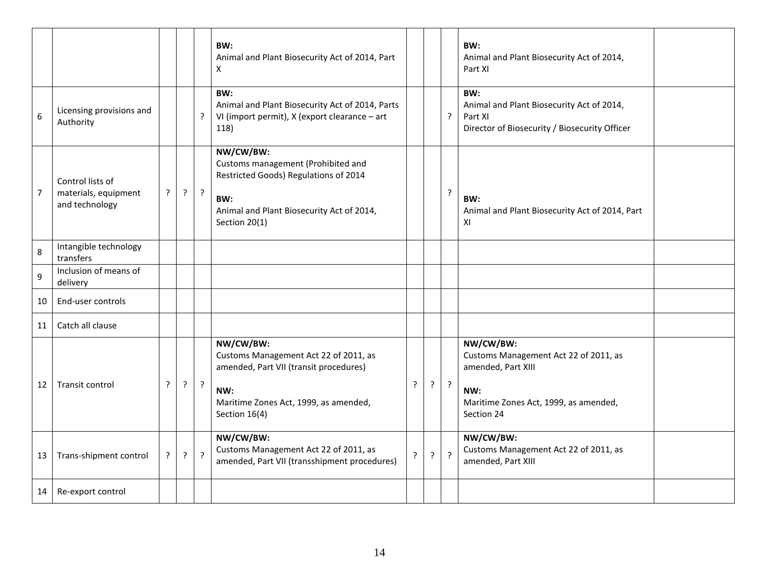| | | | | | | | | | | |
|---|---|---|---|---|---|---|---|---|---|---|
| | | | | | **BW:**<br>Animal and Plant Biosecurity Act of 2014, Part X | | | | **BW:**<br>Animal and Plant Biosecurity Act of 2014, Part XI | |
| 6 | Licensing provisions and Authority | | | ? | **BW:**<br>Animal and Plant Biosecurity Act of 2014, Parts VI (import permit), X (export clearance – art 118) | | | ? | **BW:**<br>Animal and Plant Biosecurity Act of 2014, Part XI<br>Director of Biosecurity / Biosecurity Officer | |
| 7 | Control lists of materials, equipment and technology | ? | ? | ? | **NW/CW/BW:**<br>Customs management (Prohibited and Restricted Goods) Regulations of 2014<br><br>**BW:**<br>Animal and Plant Biosecurity Act of 2014, Section 20(1) | | | ? | **BW:**<br>Animal and Plant Biosecurity Act of 2014, Part XI | |
| 8 | Intangible technology transfers | | | | | | | | | |
| 9 | Inclusion of means of delivery | | | | | | | | | |
| 10 | End-user controls | | | | | | | | | |
| 11 | Catch all clause | | | | | | | | | |
| 12 | Transit control | ? | ? | ? | **NW/CW/BW:**<br>Customs Management Act 22 of 2011, as amended, Part VII (transit procedures)<br><br>**NW:**<br>Maritime Zones Act, 1999, as amended, Section 16(4) | ? | ? | ? | **NW/CW/BW:**<br>Customs Management Act 22 of 2011, as amended, Part XIII<br><br>**NW:**<br>Maritime Zones Act, 1999, as amended, Section 24 | |
| 13 | Trans-shipment control | ? | ? | ? | **NW/CW/BW:**<br>Customs Management Act 22 of 2011, as amended, Part VII (transshipment procedures) | ? | ? | ? | **NW/CW/BW:**<br>Customs Management Act 22 of 2011, as amended, Part XIII | |
| 14 | Re-export control | | | | | | | | | |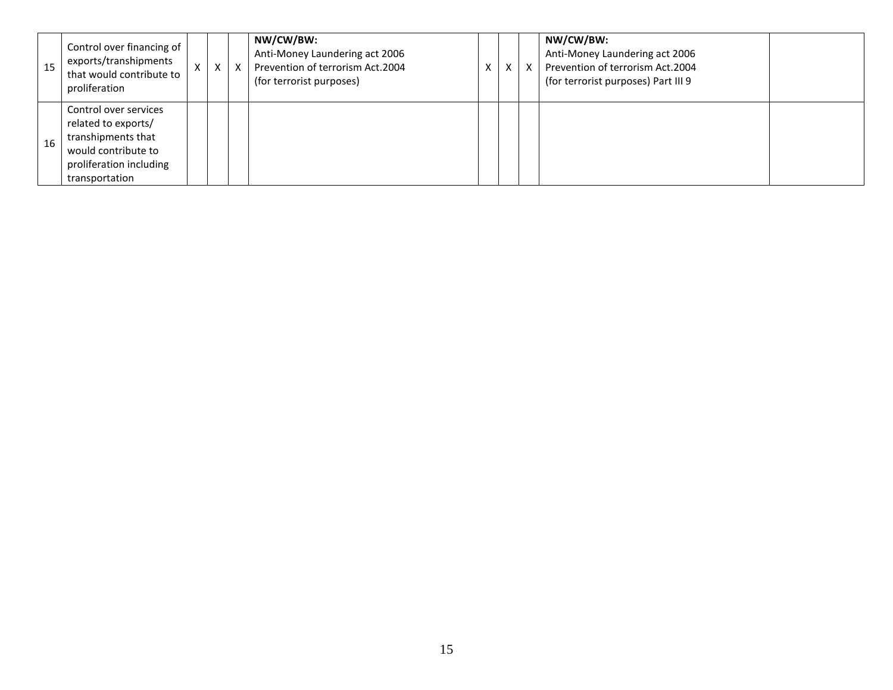| | | | | | | | | | | |
|---|---|---|---|---|---|---|---|---|---|---|
| 15 | Control over financing of exports/transhipments that would contribute to proliferation | X | X | X | **NW/CW/BW:** Anti-Money Laundering act 2006 Prevention of terrorism Act.2004 (for terrorist purposes) | X | X | X | **NW/CW/BW:** Anti-Money Laundering act 2006 Prevention of terrorism Act.2004 (for terrorist purposes) Part III 9 | |
| 16 | Control over services related to exports/ transhipments that would contribute to proliferation including transportation | | | | | | | | | |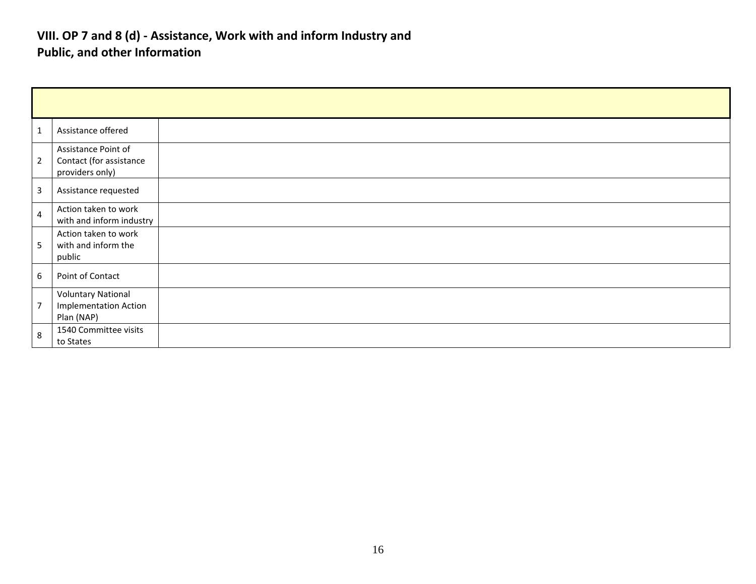**VIII. OP 7 and 8 (d) - Assistance, Work with and inform Industry and Public, and other Information**

| | | |
|---|---|---|
| 1 | Assistance offered | |
| 2 | Assistance Point of Contact (for assistance providers only) | |
| 3 | Assistance requested | |
| 4 | Action taken to work with and inform industry | |
| 5 | Action taken to work with and inform the public | |
| 6 | Point of Contact | |
| 7 | Voluntary National Implementation Action Plan (NAP) | |
| 8 | 1540 Committee visits to States | |